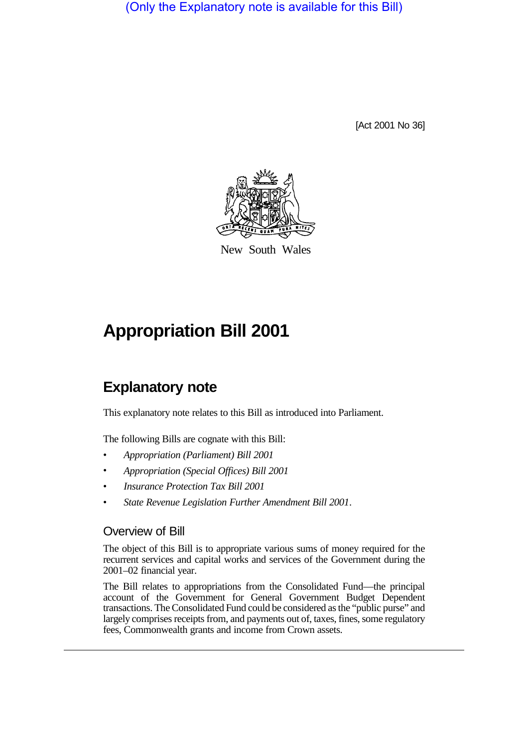(Only the Explanatory note is available for this Bill)

[Act 2001 No 36]

New South Wales

# Appropriation Bill 2001

## Explanatory note

This explanatory note relates to this Bill as introduced into Parliament.

The following Bills are cognate with this Bill:

- *Appropriation (Parliament) Bill 2001*
- *Appropriation (Special Offices) Bill 2001*
- *Insurance Protection Tax Bill 2001*
- *State Revenue Legislation Further Amendment Bill 2001*.

### Overview of Bill

The object of this Bill is to appropriate various sums of money required for the recurrent services and capital works and services of the Government during the 2001–02 financial year.

The Bill relates to appropriations from the Consolidated Fund—the principal account of the Government for General Government Budget Dependent transactions. The Consolidated Fund could be considered as the "public purse" and largely comprises receipts from, and payments out of, taxes, fines, some regulatory fees, Commonwealth grants and income from Crown assets.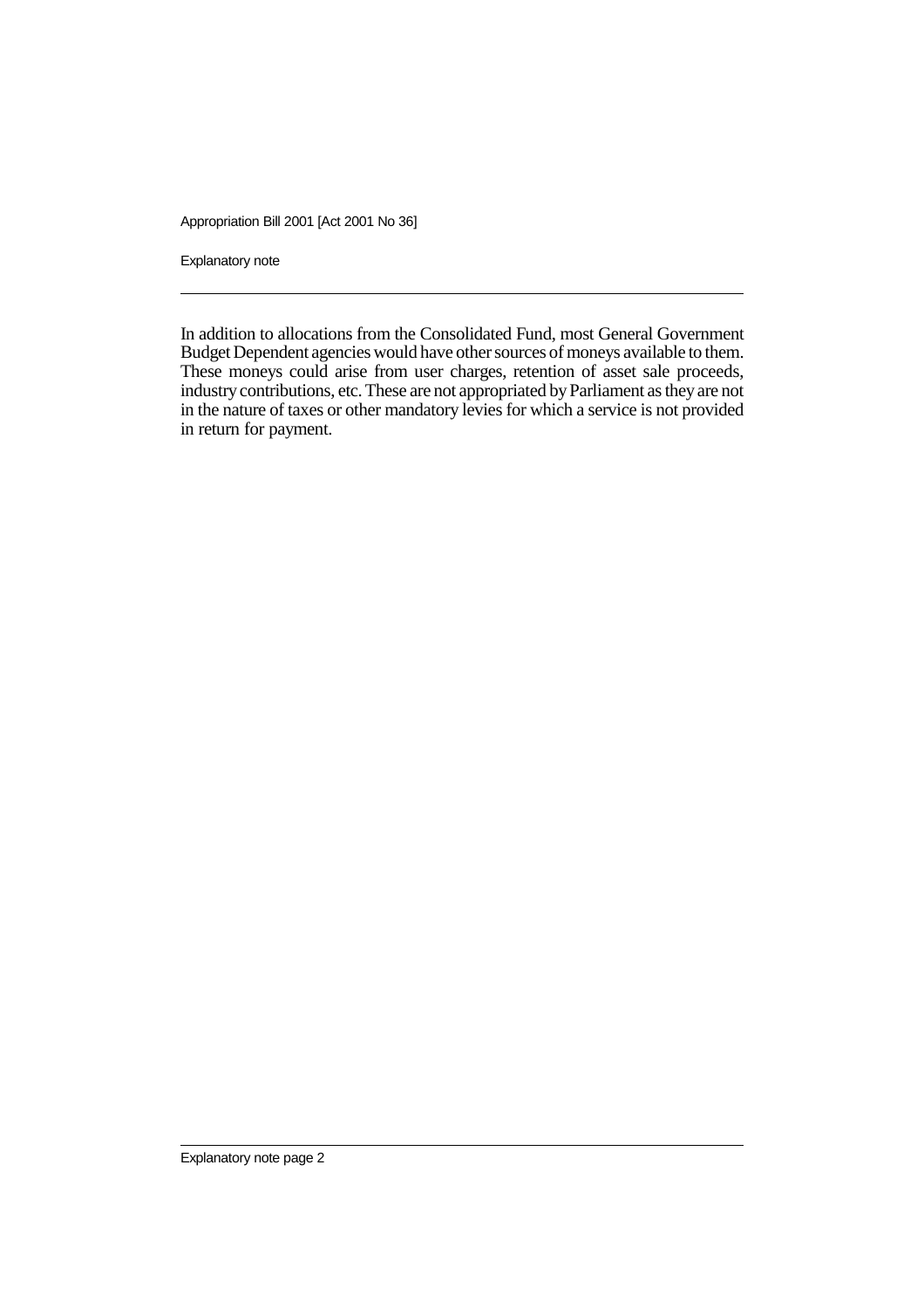In addition to allocations from the Consolidated Fund, most General Government Budget Dependent agencies would have other sources of moneys available to them. These moneys could arise from user charges, retention of asset sale proceeds, industry contributions, etc. These are not appropriated by Parliament as they are not in the nature of taxes or other mandatory levies for which a service is not provided in return for payment.